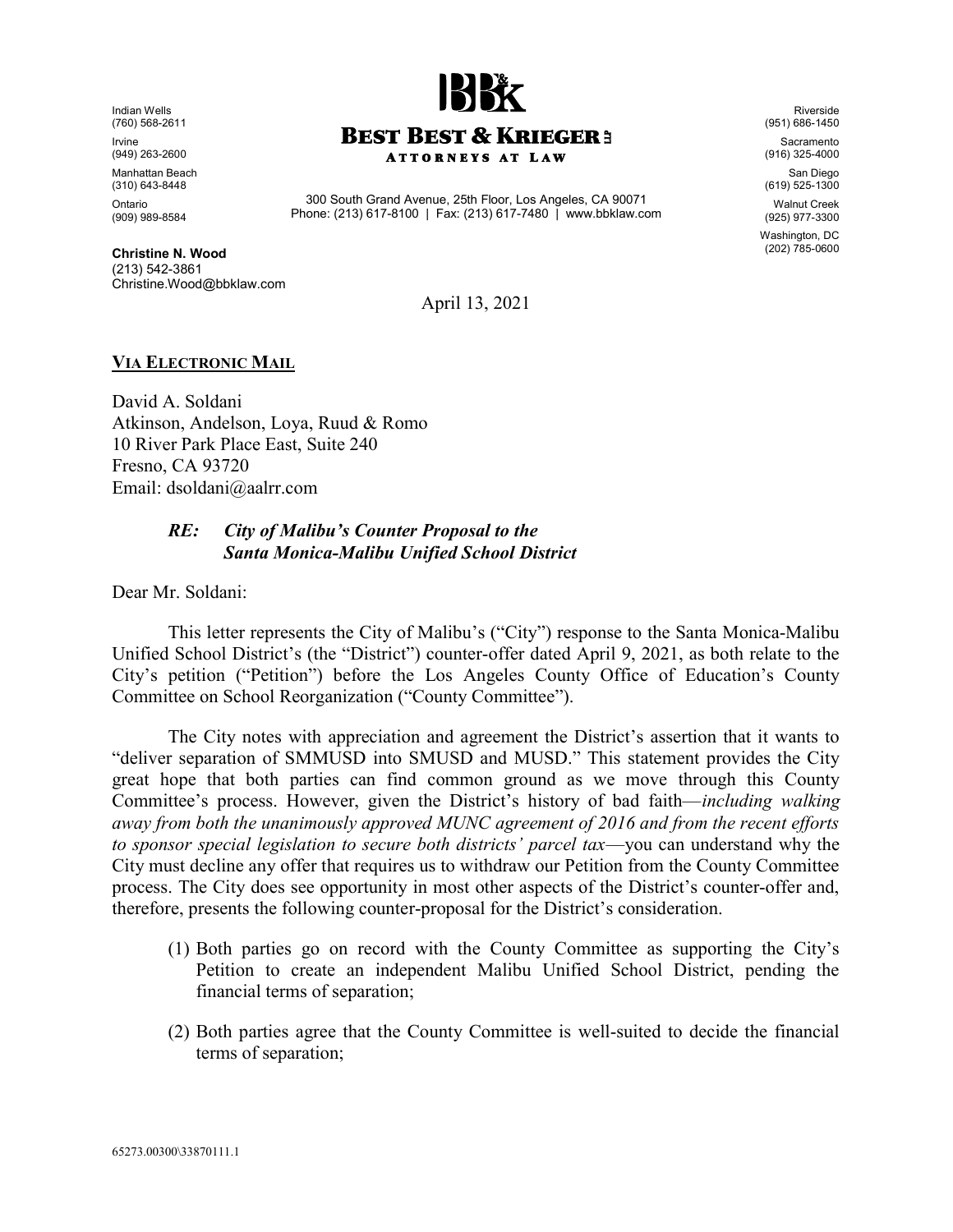**BEST BEST & KRIEGER LLP**
**ATTORNEYS AT LAW**

300 South Grand Avenue, 25th Floor, Los Angeles, CA 90071
Phone: (213) 617-8100 | Fax: (213) 617-7480 | www.bbklaw.com

Indian Wells
(760) 568-2611

Irvine
(949) 263-2600

Manhattan Beach
(310) 643-8448

Ontario
(909) 989-8584

Riverside
(951) 686-1450

Sacramento
(916) 325-4000

San Diego
(619) 525-1300

Walnut Creek
(925) 977-3300

Washington, DC
(202) 785-0600

**Christine N. Wood**
(213) 542-3861
Christine.Wood@bbklaw.com

April 13, 2021

**VIA ELECTRONIC MAIL**

David A. Soldani
Atkinson, Andelson, Loya, Ruud & Romo
10 River Park Place East, Suite 240
Fresno, CA 93720
Email: dsoldani@aalrr.com

***RE: City of Malibu's Counter Proposal to the Santa Monica-Malibu Unified School District***

Dear Mr. Soldani:

This letter represents the City of Malibu's ("City") response to the Santa Monica-Malibu Unified School District's (the "District") counter-offer dated April 9, 2021, as both relate to the City's petition ("Petition") before the Los Angeles County Office of Education's County Committee on School Reorganization ("County Committee").

The City notes with appreciation and agreement the District's assertion that it wants to "deliver separation of SMMUSD into SMUSD and MUSD." This statement provides the City great hope that both parties can find common ground as we move through this County Committee's process. However, given the District's history of bad faith—*including walking away from both the unanimously approved MUNC agreement of 2016 and from the recent efforts to sponsor special legislation to secure both districts' parcel tax*—you can understand why the City must decline any offer that requires us to withdraw our Petition from the County Committee process. The City does see opportunity in most other aspects of the District's counter-offer and, therefore, presents the following counter-proposal for the District's consideration.

(1) Both parties go on record with the County Committee as supporting the City's Petition to create an independent Malibu Unified School District, pending the financial terms of separation;

(2) Both parties agree that the County Committee is well-suited to decide the financial terms of separation;

65273.00300\33870111.1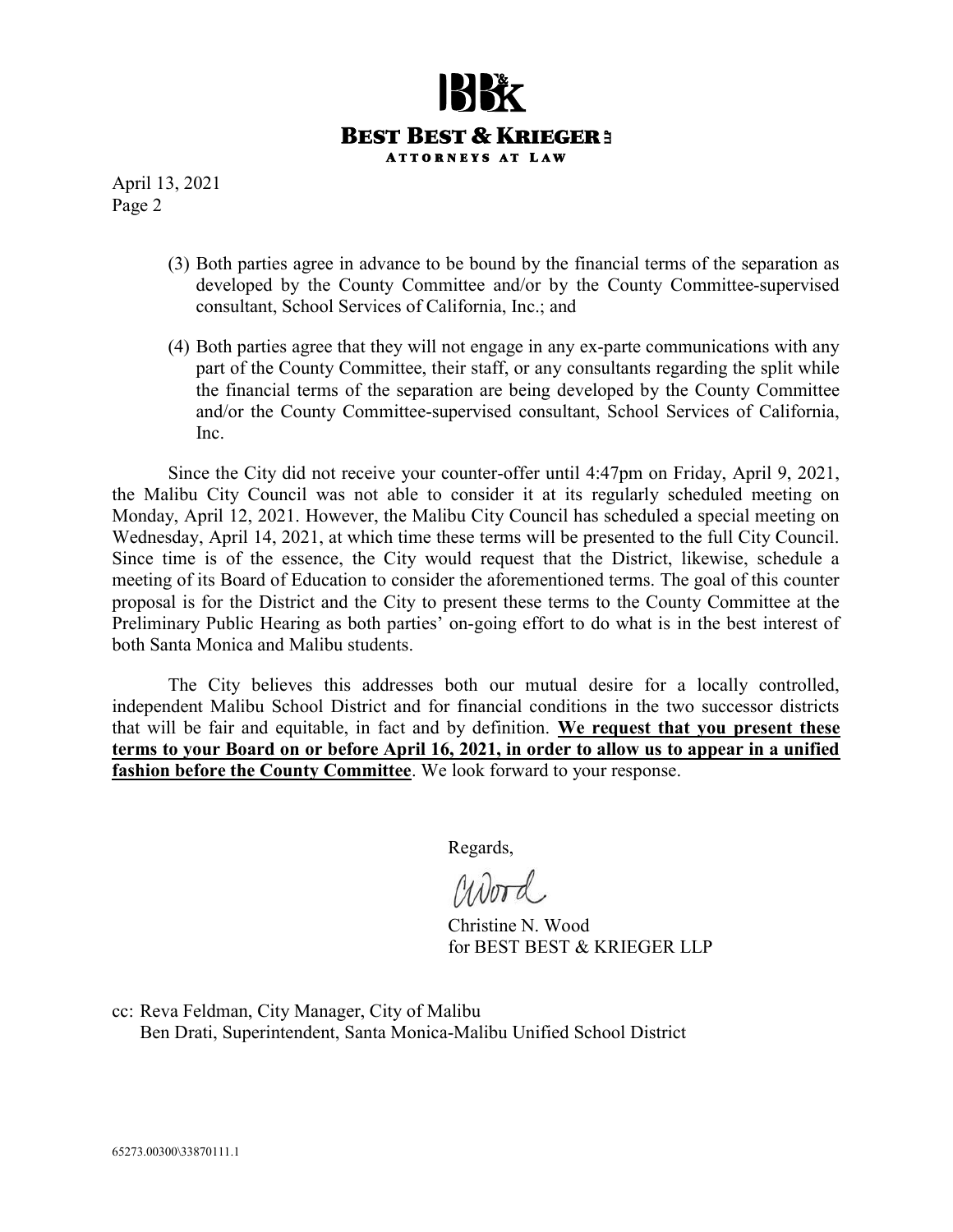(3) Both parties agree in advance to be bound by the financial terms of the separation as developed by the County Committee and/or by the County Committee-supervised consultant, School Services of California, Inc.; and

(4) Both parties agree that they will not engage in any ex-parte communications with any part of the County Committee, their staff, or any consultants regarding the split while the financial terms of the separation are being developed by the County Committee and/or the County Committee-supervised consultant, School Services of California, Inc.

Since the City did not receive your counter-offer until 4:47pm on Friday, April 9, 2021, the Malibu City Council was not able to consider it at its regularly scheduled meeting on Monday, April 12, 2021. However, the Malibu City Council has scheduled a special meeting on Wednesday, April 14, 2021, at which time these terms will be presented to the full City Council. Since time is of the essence, the City would request that the District, likewise, schedule a meeting of its Board of Education to consider the aforementioned terms. The goal of this counter proposal is for the District and the City to present these terms to the County Committee at the Preliminary Public Hearing as both parties' on-going effort to do what is in the best interest of both Santa Monica and Malibu students.

The City believes this addresses both our mutual desire for a locally controlled, independent Malibu School District and for financial conditions in the two successor districts that will be fair and equitable, in fact and by definition. **We request that you present these terms to your Board on or before April 16, 2021, in order to allow us to appear in a unified fashion before the County Committee**. We look forward to your response.

Regards,

CWood

Christine N. Wood
for BEST BEST & KRIEGER LLP

cc: Reva Feldman, City Manager, City of Malibu
Ben Drati, Superintendent, Santa Monica-Malibu Unified School District

65273.00300\33870111.1